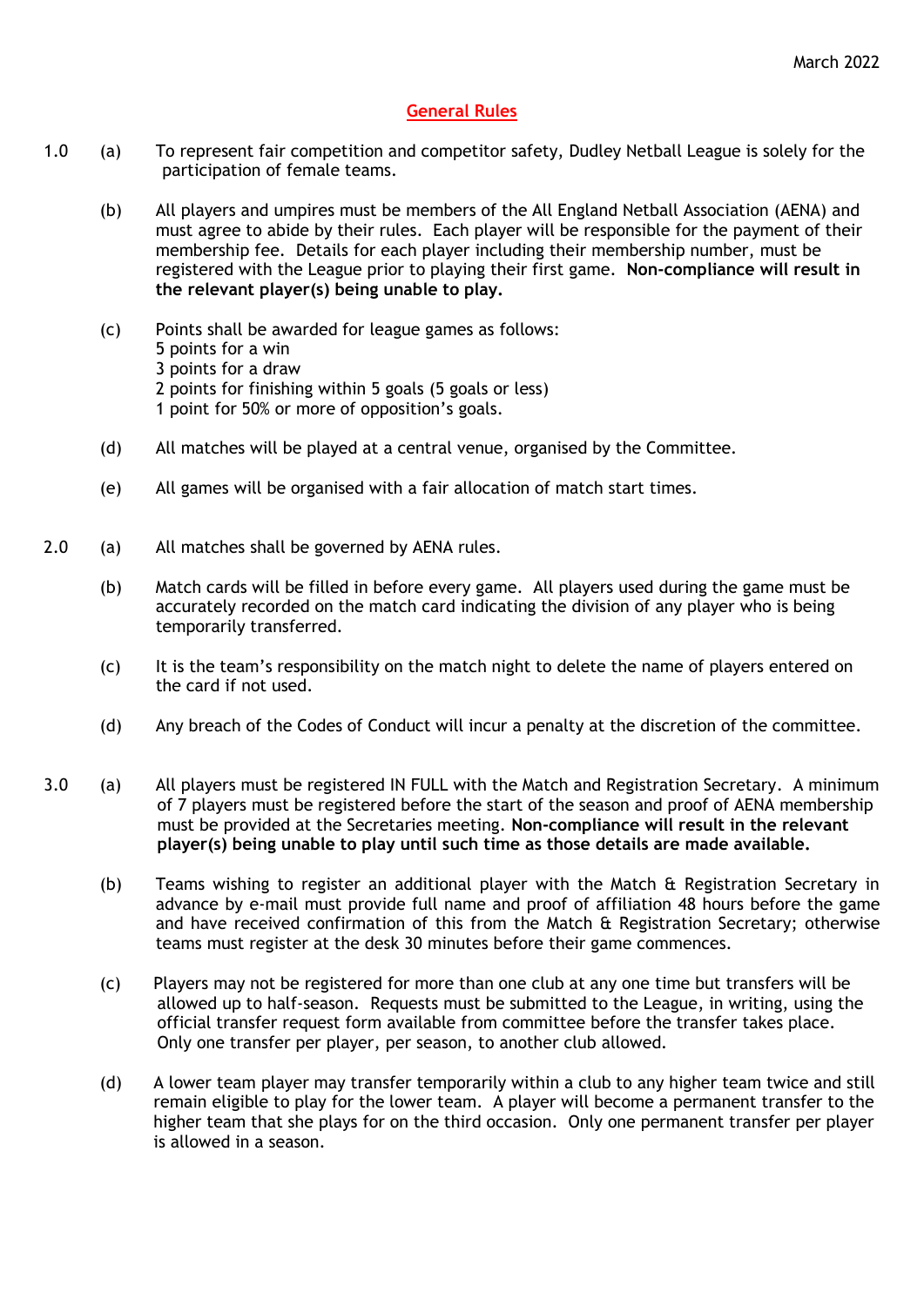March 2022

## General Rules

1.0 (a) To represent fair competition and competitor safety, Dudley Netball League is solely for the participation of female teams.

(b) All players and umpires must be members of the All England Netball Association (AENA) and must agree to abide by their rules. Each player will be responsible for the payment of their membership fee. Details for each player including their membership number, must be registered with the League prior to playing their first game. **Non-compliance will result in the relevant player(s) being unable to play.**

(c) Points shall be awarded for league games as follows:
5 points for a win
3 points for a draw
2 points for finishing within 5 goals (5 goals or less)
1 point for 50% or more of opposition's goals.

(d) All matches will be played at a central venue, organised by the Committee.

(e) All games will be organised with a fair allocation of match start times.

2.0 (a) All matches shall be governed by AENA rules.

(b) Match cards will be filled in before every game. All players used during the game must be accurately recorded on the match card indicating the division of any player who is being temporarily transferred.

(c) It is the team's responsibility on the match night to delete the name of players entered on the card if not used.

(d) Any breach of the Codes of Conduct will incur a penalty at the discretion of the committee.

3.0 (a) All players must be registered IN FULL with the Match and Registration Secretary. A minimum of 7 players must be registered before the start of the season and proof of AENA membership must be provided at the Secretaries meeting. **Non-compliance will result in the relevant player(s) being unable to play until such time as those details are made available.**

(b) Teams wishing to register an additional player with the Match & Registration Secretary in advance by e-mail must provide full name and proof of affiliation 48 hours before the game and have received confirmation of this from the Match & Registration Secretary; otherwise teams must register at the desk 30 minutes before their game commences.

(c) Players may not be registered for more than one club at any one time but transfers will be allowed up to half-season. Requests must be submitted to the League, in writing, using the official transfer request form available from committee before the transfer takes place. Only one transfer per player, per season, to another club allowed.

(d) A lower team player may transfer temporarily within a club to any higher team twice and still remain eligible to play for the lower team. A player will become a permanent transfer to the higher team that she plays for on the third occasion. Only one permanent transfer per player is allowed in a season.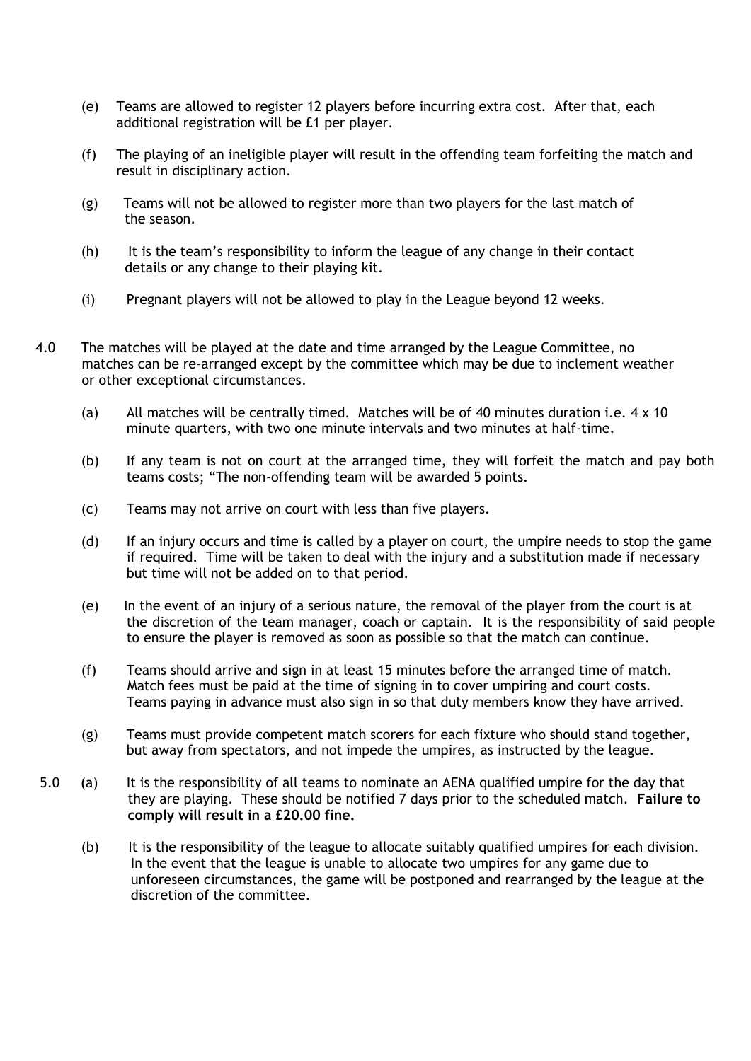(e) Teams are allowed to register 12 players before incurring extra cost. After that, each additional registration will be £1 per player.

(f) The playing of an ineligible player will result in the offending team forfeiting the match and result in disciplinary action.

(g) Teams will not be allowed to register more than two players for the last match of the season.

(h) It is the team's responsibility to inform the league of any change in their contact details or any change to their playing kit.

(i) Pregnant players will not be allowed to play in the League beyond 12 weeks.

4.0 The matches will be played at the date and time arranged by the League Committee, no matches can be re-arranged except by the committee which may be due to inclement weather or other exceptional circumstances.

(a) All matches will be centrally timed. Matches will be of 40 minutes duration i.e. 4 x 10 minute quarters, with two one minute intervals and two minutes at half-time.

(b) If any team is not on court at the arranged time, they will forfeit the match and pay both teams costs; "The non-offending team will be awarded 5 points.

(c) Teams may not arrive on court with less than five players.

(d) If an injury occurs and time is called by a player on court, the umpire needs to stop the game if required. Time will be taken to deal with the injury and a substitution made if necessary but time will not be added on to that period.

(e) In the event of an injury of a serious nature, the removal of the player from the court is at the discretion of the team manager, coach or captain. It is the responsibility of said people to ensure the player is removed as soon as possible so that the match can continue.

(f) Teams should arrive and sign in at least 15 minutes before the arranged time of match. Match fees must be paid at the time of signing in to cover umpiring and court costs. Teams paying in advance must also sign in so that duty members know they have arrived.

(g) Teams must provide competent match scorers for each fixture who should stand together, but away from spectators, and not impede the umpires, as instructed by the league.

5.0 (a) It is the responsibility of all teams to nominate an AENA qualified umpire for the day that they are playing. These should be notified 7 days prior to the scheduled match. **Failure to comply will result in a £20.00 fine.**

(b) It is the responsibility of the league to allocate suitably qualified umpires for each division. In the event that the league is unable to allocate two umpires for any game due to unforeseen circumstances, the game will be postponed and rearranged by the league at the discretion of the committee.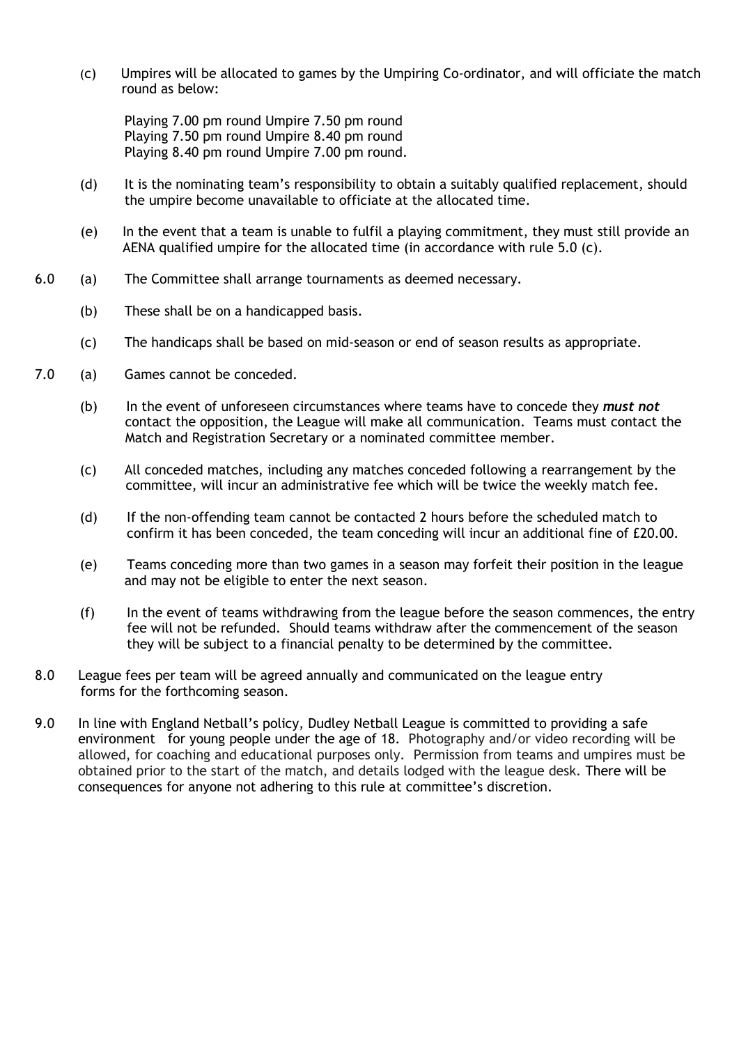(c) Umpires will be allocated to games by the Umpiring Co-ordinator, and will officiate the match round as below:

Playing 7.00 pm round Umpire 7.50 pm round
Playing 7.50 pm round Umpire 8.40 pm round
Playing 8.40 pm round Umpire 7.00 pm round.

(d) It is the nominating team's responsibility to obtain a suitably qualified replacement, should the umpire become unavailable to officiate at the allocated time.

(e) In the event that a team is unable to fulfil a playing commitment, they must still provide an AENA qualified umpire for the allocated time (in accordance with rule 5.0 (c).

6.0 (a) The Committee shall arrange tournaments as deemed necessary.

(b) These shall be on a handicapped basis.

(c) The handicaps shall be based on mid-season or end of season results as appropriate.

7.0 (a) Games cannot be conceded.

(b) In the event of unforeseen circumstances where teams have to concede they ***must not*** contact the opposition, the League will make all communication. Teams must contact the Match and Registration Secretary or a nominated committee member.

(c) All conceded matches, including any matches conceded following a rearrangement by the committee, will incur an administrative fee which will be twice the weekly match fee.

(d) If the non-offending team cannot be contacted 2 hours before the scheduled match to confirm it has been conceded, the team conceding will incur an additional fine of £20.00.

(e) Teams conceding more than two games in a season may forfeit their position in the league and may not be eligible to enter the next season.

(f) In the event of teams withdrawing from the league before the season commences, the entry fee will not be refunded. Should teams withdraw after the commencement of the season they will be subject to a financial penalty to be determined by the committee.

8.0 League fees per team will be agreed annually and communicated on the league entry forms for the forthcoming season.

9.0 In line with England Netball's policy, Dudley Netball League is committed to providing a safe environment for young people under the age of 18. Photography and/or video recording will be allowed, for coaching and educational purposes only. Permission from teams and umpires must be obtained prior to the start of the match, and details lodged with the league desk. There will be consequences for anyone not adhering to this rule at committee's discretion.